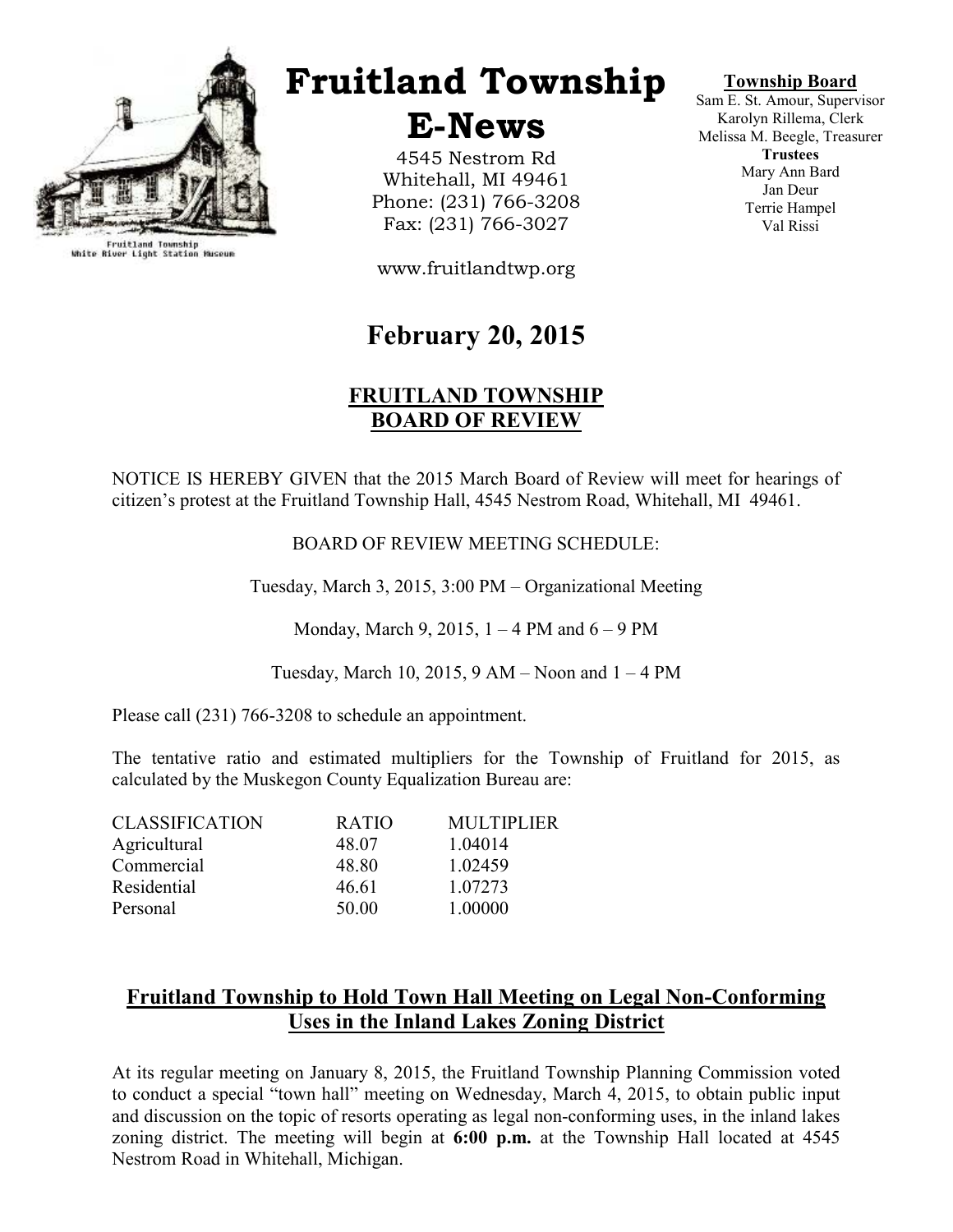# Fruitland Township E-News

4545 Nestrom Rd
Whitehall, MI 49461
Phone: (231) 766-3208
Fax: (231) 766-3027

www.fruitlandtwp.org

Fruitland Township
White River Light Station Museum

**Township Board**
Sam E. St. Amour, Supervisor
Karolyn Rillema, Clerk
Melissa M. Beegle, Treasurer
**Trustees**
Mary Ann Bard
Jan Deur
Terrie Hampel
Val Rissi

## February 20, 2015

## FRUITLAND TOWNSHIP BOARD OF REVIEW

NOTICE IS HEREBY GIVEN that the 2015 March Board of Review will meet for hearings of citizen's protest at the Fruitland Township Hall, 4545 Nestrom Road, Whitehall, MI 49461.

BOARD OF REVIEW MEETING SCHEDULE:

Tuesday, March 3, 2015, 3:00 PM – Organizational Meeting

Monday, March 9, 2015, 1 – 4 PM and 6 – 9 PM

Tuesday, March 10, 2015, 9 AM – Noon and 1 – 4 PM

Please call (231) 766-3208 to schedule an appointment.

The tentative ratio and estimated multipliers for the Township of Fruitland for 2015, as calculated by the Muskegon County Equalization Bureau are:

| CLASSIFICATION | RATIO | MULTIPLIER |
| --- | --- | --- |
| Agricultural | 48.07 | 1.04014 |
| Commercial | 48.80 | 1.02459 |
| Residential | 46.61 | 1.07273 |
| Personal | 50.00 | 1.00000 |

## Fruitland Township to Hold Town Hall Meeting on Legal Non-Conforming Uses in the Inland Lakes Zoning District

At its regular meeting on January 8, 2015, the Fruitland Township Planning Commission voted to conduct a special "town hall" meeting on Wednesday, March 4, 2015, to obtain public input and discussion on the topic of resorts operating as legal non-conforming uses, in the inland lakes zoning district. The meeting will begin at **6:00 p.m.** at the Township Hall located at 4545 Nestrom Road in Whitehall, Michigan.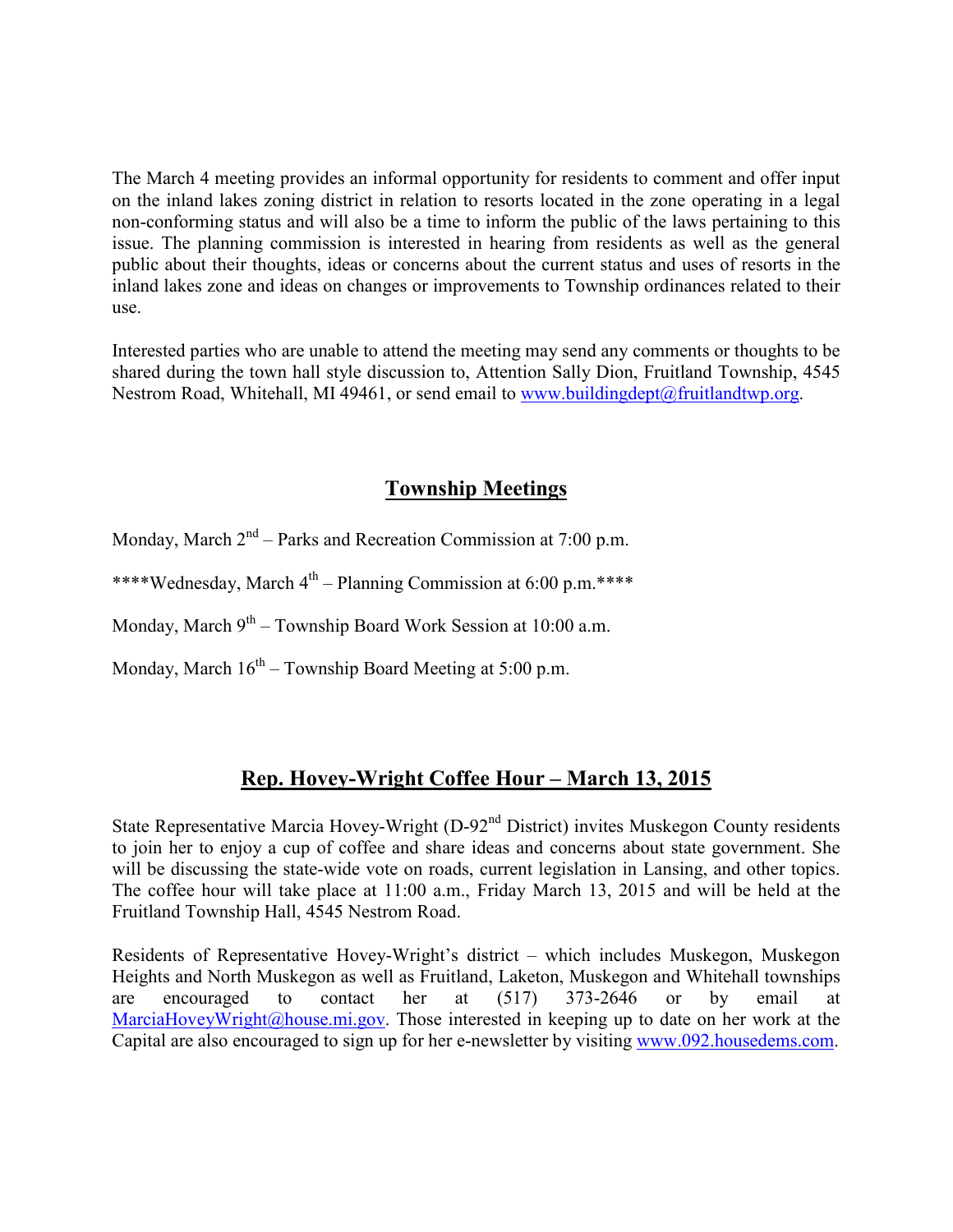The March 4 meeting provides an informal opportunity for residents to comment and offer input on the inland lakes zoning district in relation to resorts located in the zone operating in a legal non-conforming status and will also be a time to inform the public of the laws pertaining to this issue. The planning commission is interested in hearing from residents as well as the general public about their thoughts, ideas or concerns about the current status and uses of resorts in the inland lakes zone and ideas on changes or improvements to Township ordinances related to their use.

Interested parties who are unable to attend the meeting may send any comments or thoughts to be shared during the town hall style discussion to, Attention Sally Dion, Fruitland Township, 4545 Nestrom Road, Whitehall, MI 49461, or send email to www.buildingdept@fruitlandtwp.org.

## Township Meetings

Monday, March 2nd – Parks and Recreation Commission at 7:00 p.m.

****Wednesday, March 4th – Planning Commission at 6:00 p.m.****

Monday, March 9th – Township Board Work Session at 10:00 a.m.

Monday, March 16th – Township Board Meeting at 5:00 p.m.

## Rep. Hovey-Wright Coffee Hour – March 13, 2015

State Representative Marcia Hovey-Wright (D-92nd District) invites Muskegon County residents to join her to enjoy a cup of coffee and share ideas and concerns about state government. She will be discussing the state-wide vote on roads, current legislation in Lansing, and other topics. The coffee hour will take place at 11:00 a.m., Friday March 13, 2015 and will be held at the Fruitland Township Hall, 4545 Nestrom Road.

Residents of Representative Hovey-Wright's district – which includes Muskegon, Muskegon Heights and North Muskegon as well as Fruitland, Laketon, Muskegon and Whitehall townships are encouraged to contact her at (517) 373-2646 or by email at MarciaHoveyWright@house.mi.gov. Those interested in keeping up to date on her work at the Capital are also encouraged to sign up for her e-newsletter by visiting www.092.housedems.com.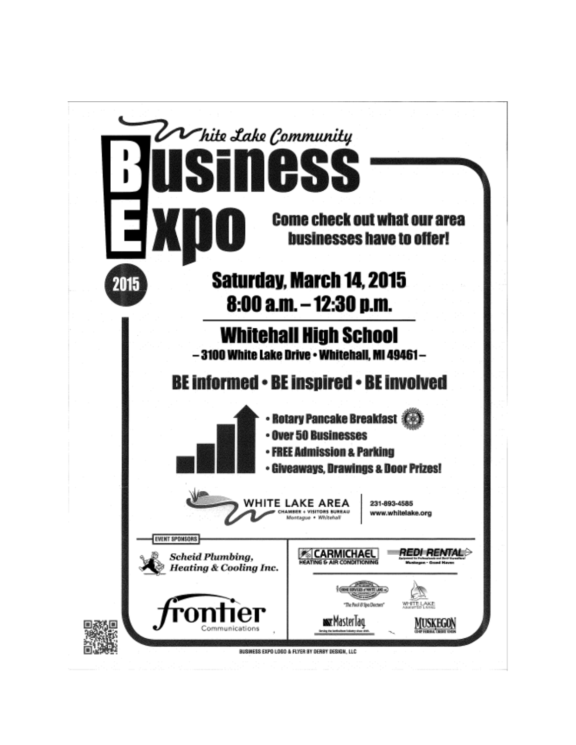# White Lake Community Business Expo

**2015**

## Come check out what our area businesses have to offer!

## Saturday, March 14, 2015
## 8:00 a.m. – 12:30 p.m.

## Whitehall High School

**– 3100 White Lake Drive • Whitehall, MI 49461 –**

## BE informed • BE inspired • BE involved

- Rotary Pancake Breakfast
- Over 50 Businesses
- FREE Admission & Parking
- Giveaways, Drawings & Door Prizes!

WHITE LAKE AREA
CHAMBER + VISITORS BUREAU
Montague • Whitehall

231-893-4585
www.whitelake.org

**EVENT SPONSORS**

*Scheid Plumbing, Heating & Cooling Inc.*

frontier Communications

CARMICHAEL HEATING & AIR CONDITIONING

REDI RENTAL
Muskegon • Grand Haven

"The Pool & Spa Doctors"

WHITE LAKE ASSISTED LIVING

MasterTag

MUSKEGON

BUSINESS EXPO LOGO & FLYER BY DERBY DESIGN, LLC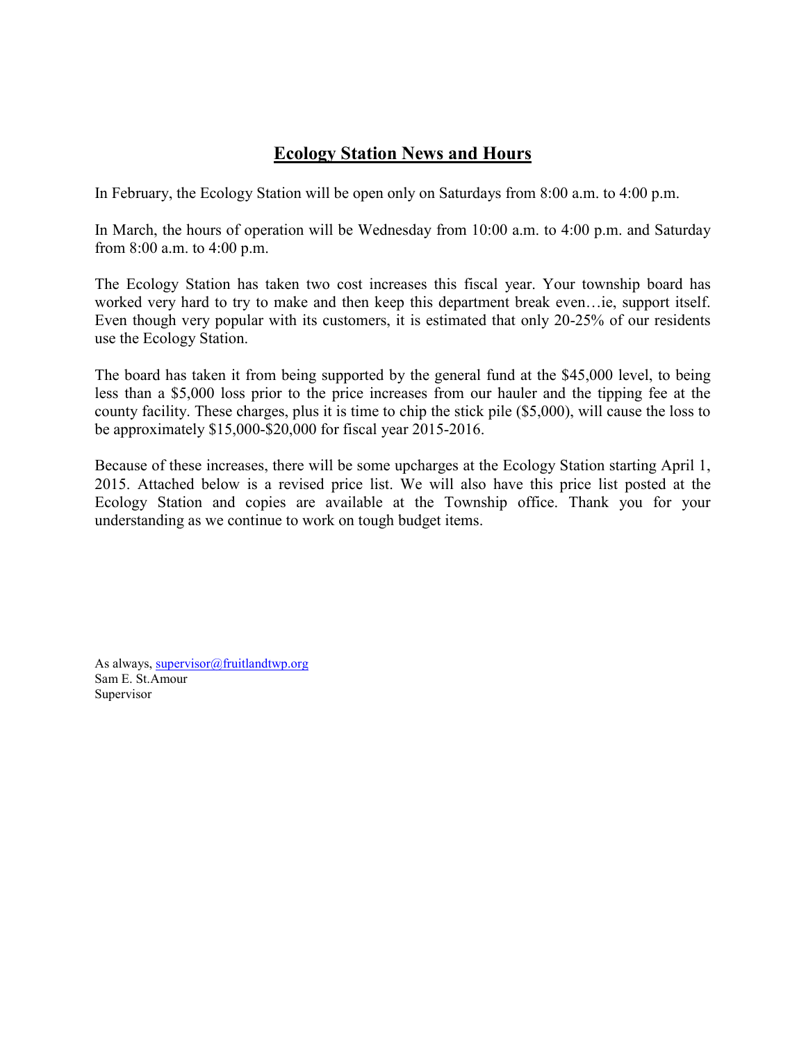# Ecology Station News and Hours

In February, the Ecology Station will be open only on Saturdays from 8:00 a.m. to 4:00 p.m.

In March, the hours of operation will be Wednesday from 10:00 a.m. to 4:00 p.m. and Saturday from 8:00 a.m. to 4:00 p.m.

The Ecology Station has taken two cost increases this fiscal year. Your township board has worked very hard to try to make and then keep this department break even…ie, support itself. Even though very popular with its customers, it is estimated that only 20-25% of our residents use the Ecology Station.

The board has taken it from being supported by the general fund at the $45,000 level, to being less than a $5,000 loss prior to the price increases from our hauler and the tipping fee at the county facility. These charges, plus it is time to chip the stick pile ($5,000), will cause the loss to be approximately $15,000-$20,000 for fiscal year 2015-2016.

Because of these increases, there will be some upcharges at the Ecology Station starting April 1, 2015. Attached below is a revised price list. We will also have this price list posted at the Ecology Station and copies are available at the Township office. Thank you for your understanding as we continue to work on tough budget items.

As always, supervisor@fruitlandtwp.org
Sam E. St.Amour
Supervisor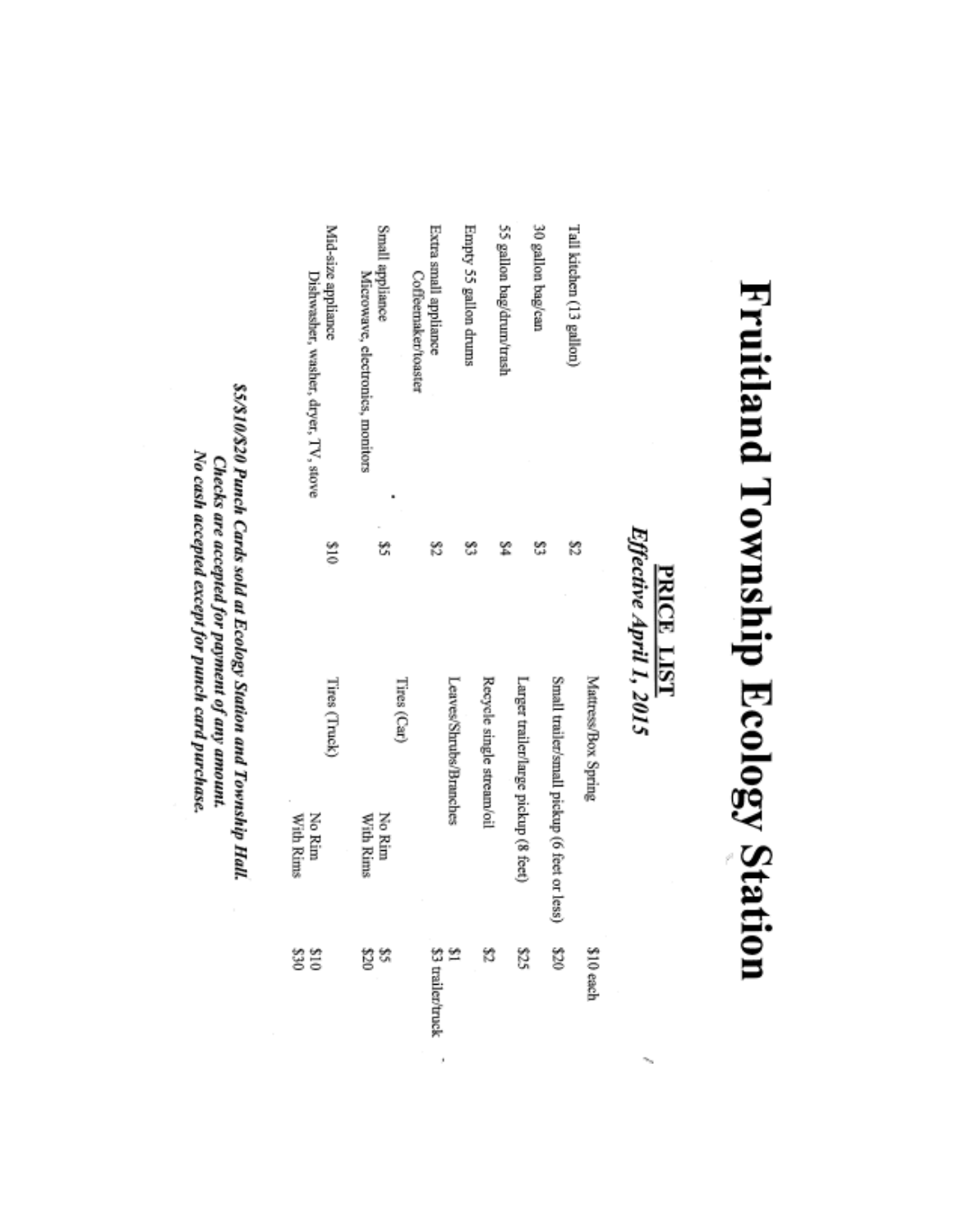# Fruitland Township Ecology Station

## PRICE LIST

***Effective April 1, 2015***

| | | | | |
|---|---|---|---|---|
| Tall kitchen (13 gallon) | $2 | Mattress/Box Spring | | $10 each |
| 30 gallon bag/can | $3 | Small trailer/small pickup (6 feet or less) | | $20 |
| 55 gallon bag/drum/trash | $4 | Larger trailer/large pickup (8 feet) | | $25 |
| Empty 55 gallon drums | $3 | Recycle single stream/oil | | $2 |
| Extra small appliance<br>Coffeemaker/toaster | $2 | Leaves/Shrubs/Branches | | $1<br>$3 trailer/truck |
| Small appliance<br>Microwave, electronics, monitors | $5 | Tires (Car) | No Rim<br>With Rims | $5<br>$20 |
| Mid-size appliance<br>Dishwasher, washer, dryer, TV, stove | $10 | Tires (Truck) | No Rim<br>With Rims | $10<br>$30 |

***$5/$10/$20 Punch Cards sold at Ecology Station and Township Hall.***

***Checks are accepted for payment of any amount.***

***No cash accepted except for punch card purchase.***